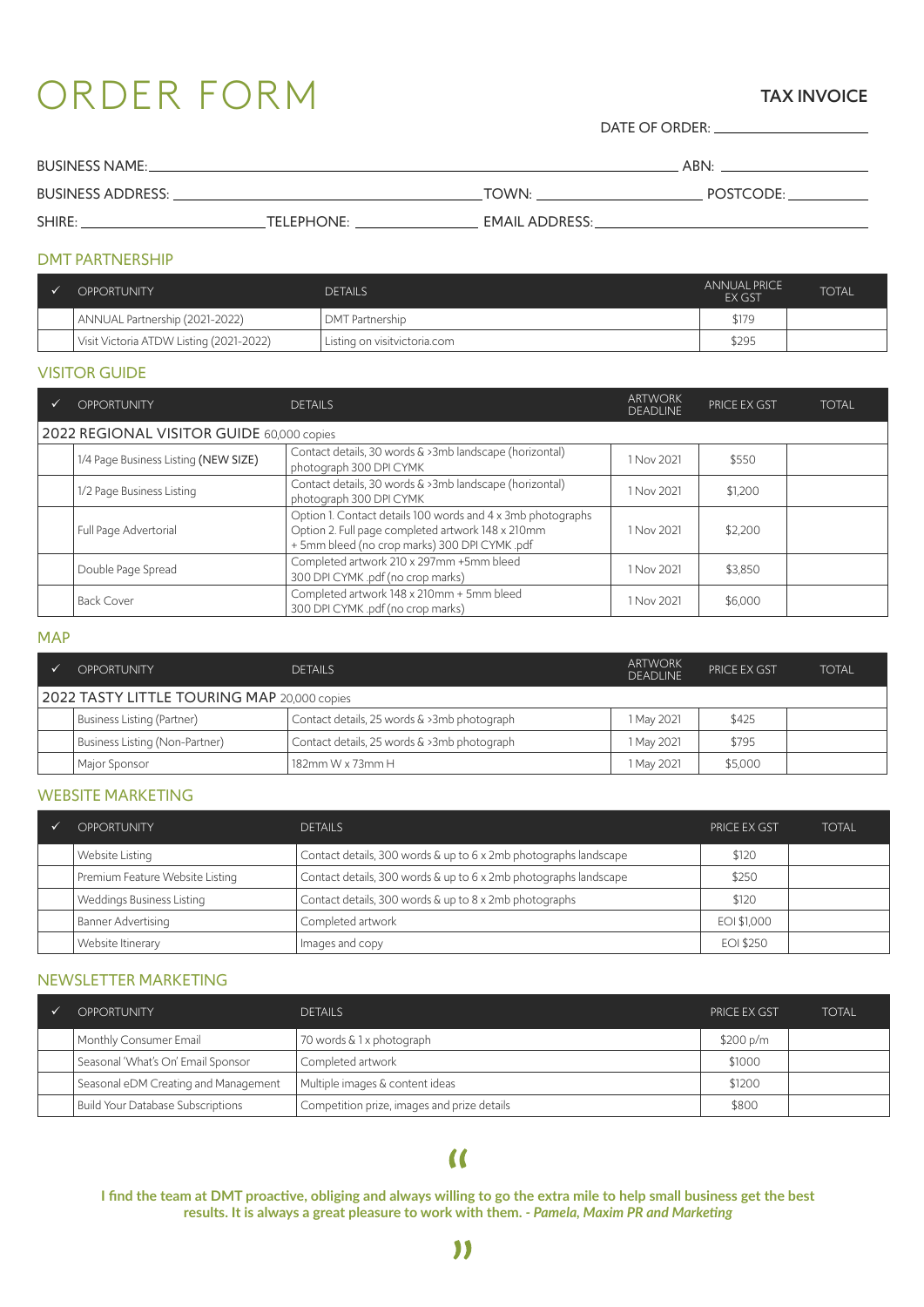# ORDER FORM

**TAX INVOICE**

DATE OF ORDER: ____________________

BUSINESS NAME: ____________________ ABN: ____________________

BUSINESS ADDRESS: ____________________ TOWN: ____________________ POSTCODE: ____________

SHIRE: ____________________ TELEPHONE: ____________________ EMAIL ADDRESS: ____________________

## DMT PARTNERSHIP

| ✓ | OPPORTUNITY | DETAILS | ANNUAL PRICE EX GST | TOTAL |
|---|---|---|---|---|
| | ANNUAL Partnership (2021-2022) | DMT Partnership | $179 | |
| | Visit Victoria ATDW Listing (2021-2022) | Listing on visitvictoria.com | $295 | |

## VISITOR GUIDE

| ✓ | OPPORTUNITY | DETAILS | ARTWORK DEADLINE | PRICE EX GST | TOTAL |
|---|---|---|---|---|---|
| 2022 REGIONAL VISITOR GUIDE 60,000 copies | | | | | |
| | 1/4 Page Business Listing (NEW SIZE) | Contact details, 30 words & >3mb landscape (horizontal) photograph 300 DPI CYMK | 1 Nov 2021 | $550 | |
| | 1/2 Page Business Listing | Contact details, 30 words & >3mb landscape (horizontal) photograph 300 DPI CYMK | 1 Nov 2021 | $1,200 | |
| | Full Page Advertorial | Option 1. Contact details 100 words and 4 x 3mb photographs Option 2. Full page completed artwork 148 x 210mm + 5mm bleed (no crop marks) 300 DPI CYMK .pdf | 1 Nov 2021 | $2,200 | |
| | Double Page Spread | Completed artwork 210 x 297mm +5mm bleed 300 DPI CYMK .pdf (no crop marks) | 1 Nov 2021 | $3,850 | |
| | Back Cover | Completed artwork 148 x 210mm + 5mm bleed 300 DPI CYMK .pdf (no crop marks) | 1 Nov 2021 | $6,000 | |

## MAP

| ✓ | OPPORTUNITY | DETAILS | ARTWORK DEADLINE | PRICE EX GST | TOTAL |
|---|---|---|---|---|---|
| 2022 TASTY LITTLE TOURING MAP 20,000 copies | | | | | |
| | Business Listing (Partner) | Contact details, 25 words & >3mb photograph | 1 May 2021 | $425 | |
| | Business Listing (Non-Partner) | Contact details, 25 words & >3mb photograph | 1 May 2021 | $795 | |
| | Major Sponsor | 182mm W x 73mm H | 1 May 2021 | $5,000 | |

## WEBSITE MARKETING

| ✓ | OPPORTUNITY | DETAILS | PRICE EX GST | TOTAL |
|---|---|---|---|---|
| | Website Listing | Contact details, 300 words & up to 6 x 2mb photographs landscape | $120 | |
| | Premium Feature Website Listing | Contact details, 300 words & up to 6 x 2mb photographs landscape | $250 | |
| | Weddings Business Listing | Contact details, 300 words & up to 8 x 2mb photographs | $120 | |
| | Banner Advertising | Completed artwork | EOI $1,000 | |
| | Website Itinerary | Images and copy | EOI $250 | |

## NEWSLETTER MARKETING

| ✓ | OPPORTUNITY | DETAILS | PRICE EX GST | TOTAL |
|---|---|---|---|---|
| | Monthly Consumer Email | 70 words & 1 x photograph | $200 p/m | |
| | Seasonal 'What's On' Email Sponsor | Completed artwork | $1000 | |
| | Seasonal eDM Creating and Management | Multiple images & content ideas | $1200 | |
| | Build Your Database Subscriptions | Competition prize, images and prize details | $800 | |

"

**I find the team at DMT proactive, obliging and always willing to go the extra mile to help small business get the best results. It is always a great pleasure to work with them. - *Pamela, Maxim PR and Marketing***

"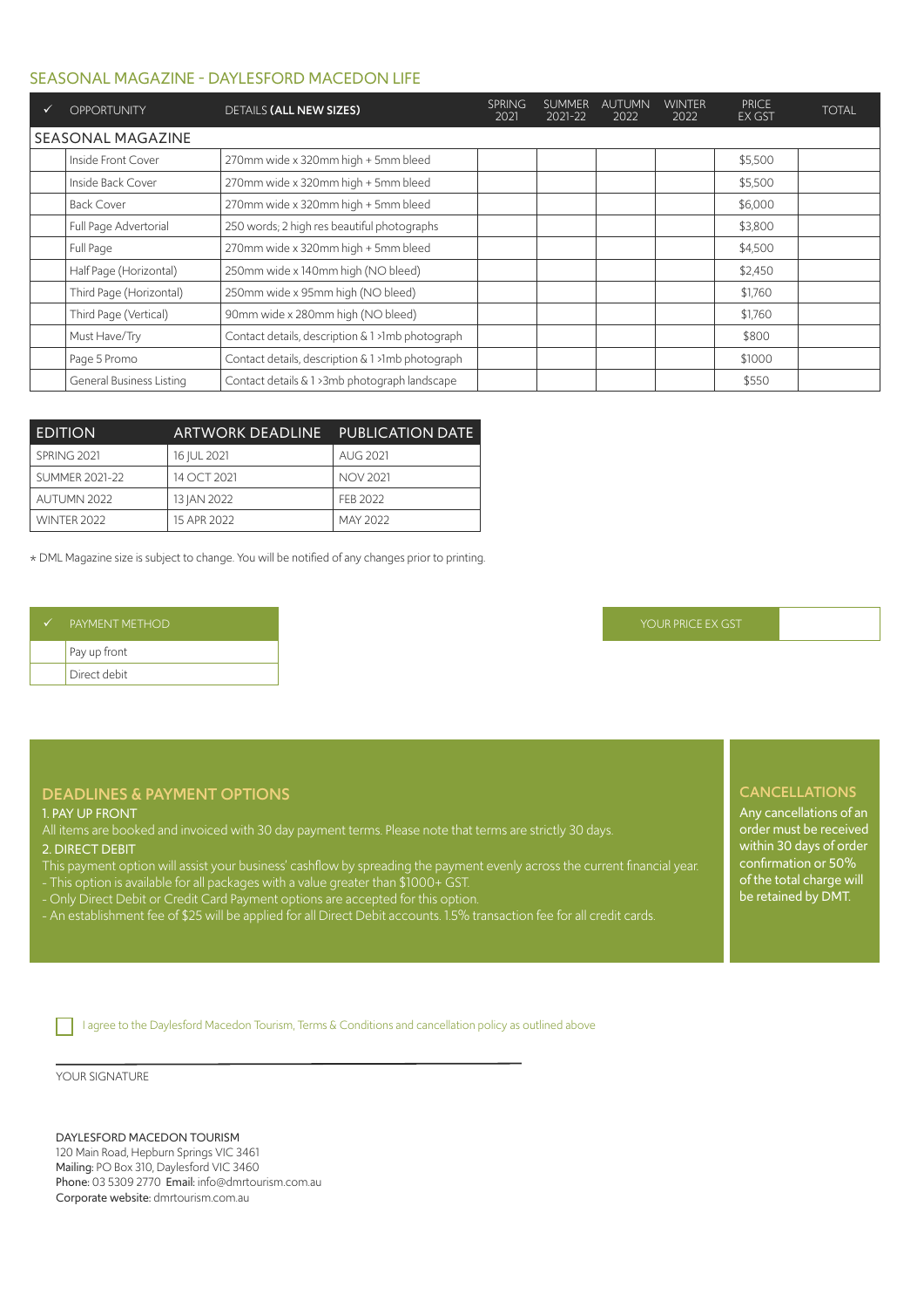## SEASONAL MAGAZINE - DAYLESFORD MACEDON LIFE

| ✓ | OPPORTUNITY | DETAILS **(ALL NEW SIZES)** | SPRING 2021 | SUMMER 2021-22 | AUTUMN 2022 | WINTER 2022 | PRICE EX GST | TOTAL |
|---|---|---|---|---|---|---|---|---|
| SEASONAL MAGAZINE | | | | | | | | |
| | Inside Front Cover | 270mm wide x 320mm high + 5mm bleed | | | | | $5,500 | |
| | Inside Back Cover | 270mm wide x 320mm high + 5mm bleed | | | | | $5,500 | |
| | Back Cover | 270mm wide x 320mm high + 5mm bleed | | | | | $6,000 | |
| | Full Page Advertorial | 250 words; 2 high res beautiful photographs | | | | | $3,800 | |
| | Full Page | 270mm wide x 320mm high + 5mm bleed | | | | | $4,500 | |
| | Half Page (Horizontal) | 250mm wide x 140mm high (NO bleed) | | | | | $2,450 | |
| | Third Page (Horizontal) | 250mm wide x 95mm high (NO bleed) | | | | | $1,760 | |
| | Third Page (Vertical) | 90mm wide x 280mm high (NO bleed) | | | | | $1,760 | |
| | Must Have/Try | Contact details, description & 1 >1mb photograph | | | | | $800 | |
| | Page 5 Promo | Contact details, description & 1 >1mb photograph | | | | | $1000 | |
| | General Business Listing | Contact details & 1 >3mb photograph landscape | | | | | $550 | |

| EDITION | ARTWORK DEADLINE | PUBLICATION DATE |
|---|---|---|
| SPRING 2021 | 16 JUL 2021 | AUG 2021 |
| SUMMER 2021-22 | 14 OCT 2021 | NOV 2021 |
| AUTUMN 2022 | 13 JAN 2022 | FEB 2022 |
| WINTER 2022 | 15 APR 2022 | MAY 2022 |

* DML Magazine size is subject to change. You will be notified of any changes prior to printing.

| ✓ | PAYMENT METHOD |
|---|---|
| | Pay up front |
| | Direct debit |

| YOUR PRICE EX GST | |
|---|---|

## DEADLINES & PAYMENT OPTIONS

1. PAY UP FRONT

All items are booked and invoiced with 30 day payment terms. Please note that terms are strictly 30 days.

2. DIRECT DEBIT

This payment option will assist your business' cashflow by spreading the payment evenly across the current financial year.
- This option is available for all packages with a value greater than $1000+ GST.
- Only Direct Debit or Credit Card Payment options are accepted for this option.
- An establishment fee of $25 will be applied for all Direct Debit accounts. 1.5% transaction fee for all credit cards.

## CANCELLATIONS

Any cancellations of an order must be received within 30 days of order confirmation or 50% of the total charge will be retained by DMT.

☐ I agree to the Daylesford Macedon Tourism, Terms & Conditions and cancellation policy as outlined above

YOUR SIGNATURE

DAYLESFORD MACEDON TOURISM
120 Main Road, Hepburn Springs VIC 3461
Mailing: PO Box 310, Daylesford VIC 3460
Phone: 03 5309 2770 Email: info@dmrtourism.com.au
Corporate website: dmrtourism.com.au